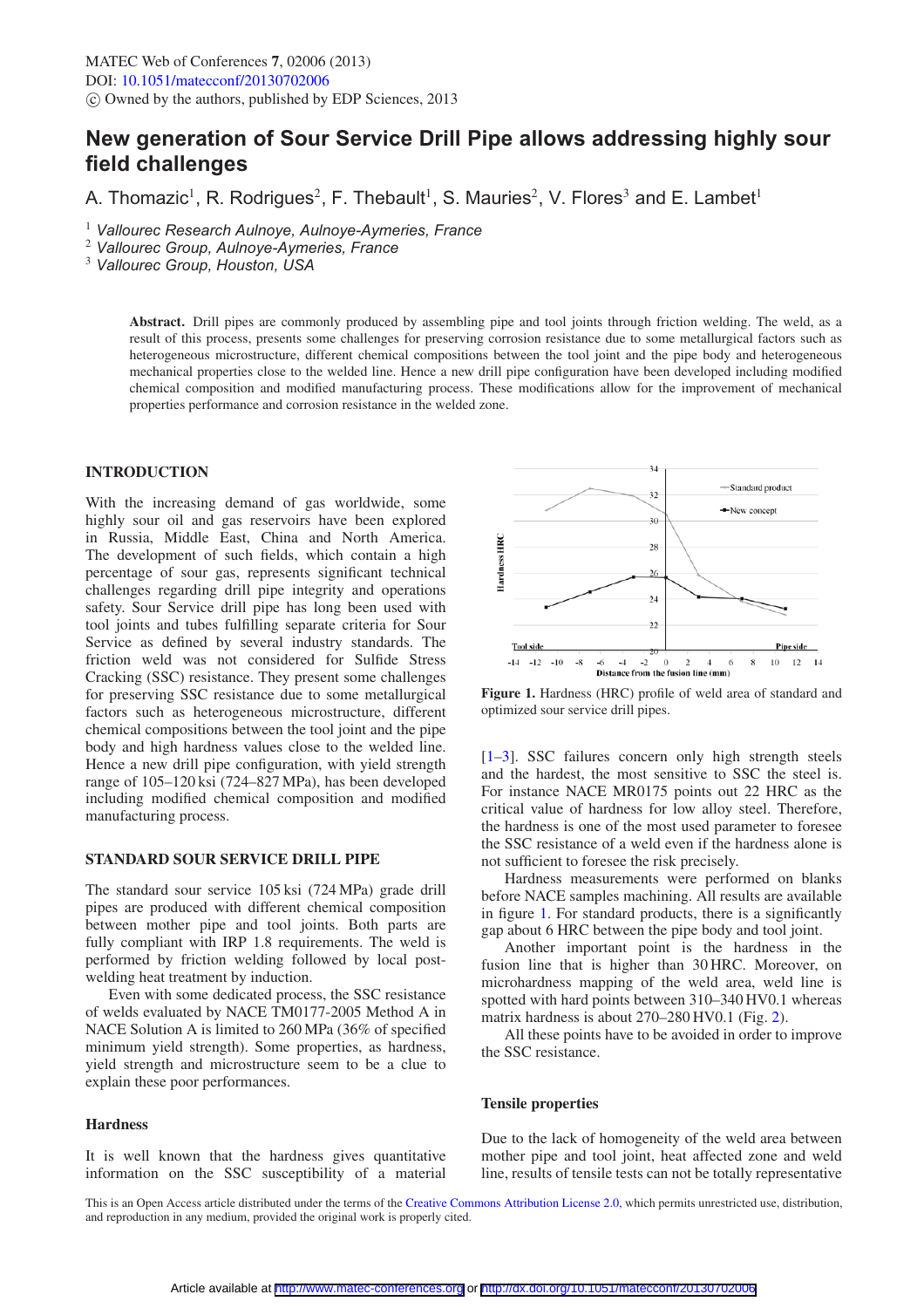MATEC Web of Conferences 7, 02006 (2013)
DOI: 10.1051/matecconf/20130702006
© Owned by the authors, published by EDP Sciences, 2013

# New generation of Sour Service Drill Pipe allows addressing highly sour field challenges

A. Thomazic[1], R. Rodrigues[2], F. Thebault[1], S. Mauries[2], V. Flores[3] and E. Lambet[1]

[1] *Vallourec Research Aulnoye, Aulnoye-Aymeries, France*
[2] *Vallourec Group, Aulnoye-Aymeries, France*
[3] *Vallourec Group, Houston, USA*

**Abstract.** Drill pipes are commonly produced by assembling pipe and tool joints through friction welding. The weld, as a result of this process, presents some challenges for preserving corrosion resistance due to some metallurgical factors such as heterogeneous microstructure, different chemical compositions between the tool joint and the pipe body and heterogeneous mechanical properties close to the welded line. Hence a new drill pipe configuration have been developed including modified chemical composition and modified manufacturing process. These modifications allow for the improvement of mechanical properties performance and corrosion resistance in the welded zone.

## INTRODUCTION

With the increasing demand of gas worldwide, some highly sour oil and gas reservoirs have been explored in Russia, Middle East, China and North America. The development of such fields, which contain a high percentage of sour gas, represents significant technical challenges regarding drill pipe integrity and operations safety. Sour Service drill pipe has long been used with tool joints and tubes fulfilling separate criteria for Sour Service as defined by several industry standards. The friction weld was not considered for Sulfide Stress Cracking (SSC) resistance. They present some challenges for preserving SSC resistance due to some metallurgical factors such as heterogeneous microstructure, different chemical compositions between the tool joint and the pipe body and high hardness values close to the welded line. Hence a new drill pipe configuration, with yield strength range of 105–120 ksi (724–827 MPa), has been developed including modified chemical composition and modified manufacturing process.

## STANDARD SOUR SERVICE DRILL PIPE

The standard sour service 105 ksi (724 MPa) grade drill pipes are produced with different chemical composition between mother pipe and tool joints. Both parts are fully compliant with IRP 1.8 requirements. The weld is performed by friction welding followed by local post-welding heat treatment by induction.

Even with some dedicated process, the SSC resistance of welds evaluated by NACE TM0177-2005 Method A in NACE Solution A is limited to 260 MPa (36% of specified minimum yield strength). Some properties, as hardness, yield strength and microstructure seem to be a clue to explain these poor performances.

### Hardness

It is well known that the hardness gives quantitative information on the SSC susceptibility of a material [1–3]. SSC failures concern only high strength steels and the hardest, the most sensitive to SSC the steel is. For instance NACE MR0175 points out 22 HRC as the critical value of hardness for low alloy steel. Therefore, the hardness is one of the most used parameter to foresee the SSC resistance of a weld even if the hardness alone is not sufficient to foresee the risk precisely.

**Figure 1.** Hardness (HRC) profile of weld area of standard and optimized sour service drill pipes.

Hardness measurements were performed on blanks before NACE samples machining. All results are available in figure 1. For standard products, there is a significantly gap about 6 HRC between the pipe body and tool joint.

Another important point is the hardness in the fusion line that is higher than 30 HRC. Moreover, on microhardness mapping of the weld area, weld line is spotted with hard points between 310–340 HV0.1 whereas matrix hardness is about 270–280 HV0.1 (Fig. 2).

All these points have to be avoided in order to improve the SSC resistance.

### Tensile properties

Due to the lack of homogeneity of the weld area between mother pipe and tool joint, heat affected zone and weld line, results of tensile tests can not be totally representative

This is an Open Access article distributed under the terms of the Creative Commons Attribution License 2.0, which permits unrestricted use, distribution, and reproduction in any medium, provided the original work is properly cited.

Article available at http://www.matec-conferences.org or http://dx.doi.org/10.1051/matecconf/20130702006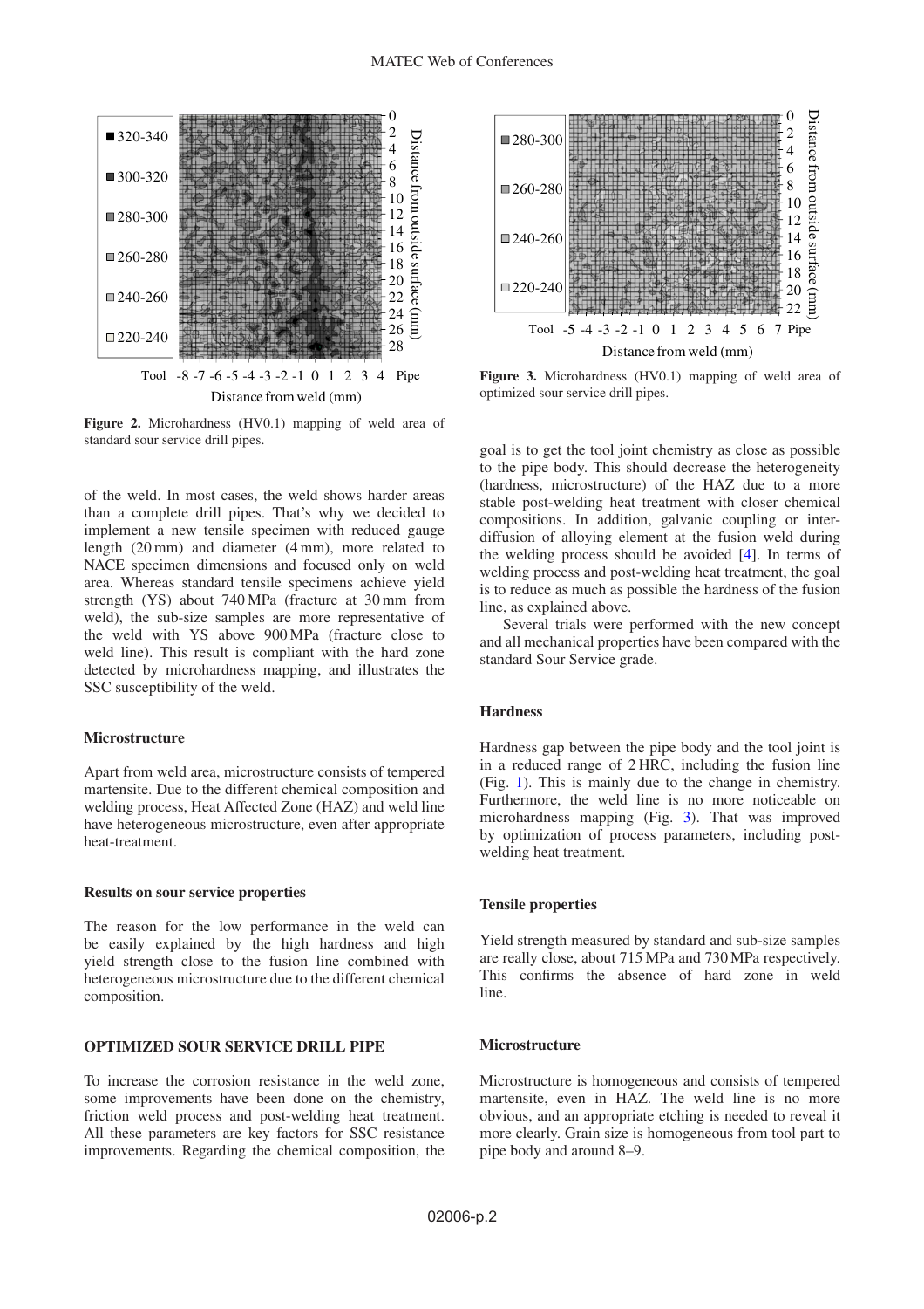**Figure 2.** Microhardness (HV0.1) mapping of weld area of standard sour service drill pipes.

**Figure 3.** Microhardness (HV0.1) mapping of weld area of optimized sour service drill pipes.

of the weld. In most cases, the weld shows harder areas than a complete drill pipes. That's why we decided to implement a new tensile specimen with reduced gauge length (20 mm) and diameter (4 mm), more related to NACE specimen dimensions and focused only on weld area. Whereas standard tensile specimens achieve yield strength (YS) about 740 MPa (fracture at 30 mm from weld), the sub-size samples are more representative of the weld with YS above 900 MPa (fracture close to weld line). This result is compliant with the hard zone detected by microhardness mapping, and illustrates the SSC susceptibility of the weld.

#### Microstructure

Apart from weld area, microstructure consists of tempered martensite. Due to the different chemical composition and welding process, Heat Affected Zone (HAZ) and weld line have heterogeneous microstructure, even after appropriate heat-treatment.

#### Results on sour service properties

The reason for the low performance in the weld can be easily explained by the high hardness and high yield strength close to the fusion line combined with heterogeneous microstructure due to the different chemical composition.

### OPTIMIZED SOUR SERVICE DRILL PIPE

To increase the corrosion resistance in the weld zone, some improvements have been done on the chemistry, friction weld process and post-welding heat treatment. All these parameters are key factors for SSC resistance improvements. Regarding the chemical composition, the goal is to get the tool joint chemistry as close as possible to the pipe body. This should decrease the heterogeneity (hardness, microstructure) of the HAZ due to a more stable post-welding heat treatment with closer chemical compositions. In addition, galvanic coupling or inter-diffusion of alloying element at the fusion weld during the welding process should be avoided [4]. In terms of welding process and post-welding heat treatment, the goal is to reduce as much as possible the hardness of the fusion line, as explained above.

Several trials were performed with the new concept and all mechanical properties have been compared with the standard Sour Service grade.

#### Hardness

Hardness gap between the pipe body and the tool joint is in a reduced range of 2 HRC, including the fusion line (Fig. 1). This is mainly due to the change in chemistry. Furthermore, the weld line is no more noticeable on microhardness mapping (Fig. 3). That was improved by optimization of process parameters, including post-welding heat treatment.

#### Tensile properties

Yield strength measured by standard and sub-size samples are really close, about 715 MPa and 730 MPa respectively. This confirms the absence of hard zone in weld line.

#### Microstructure

Microstructure is homogeneous and consists of tempered martensite, even in HAZ. The weld line is no more obvious, and an appropriate etching is needed to reveal it more clearly. Grain size is homogeneous from tool part to pipe body and around 8–9.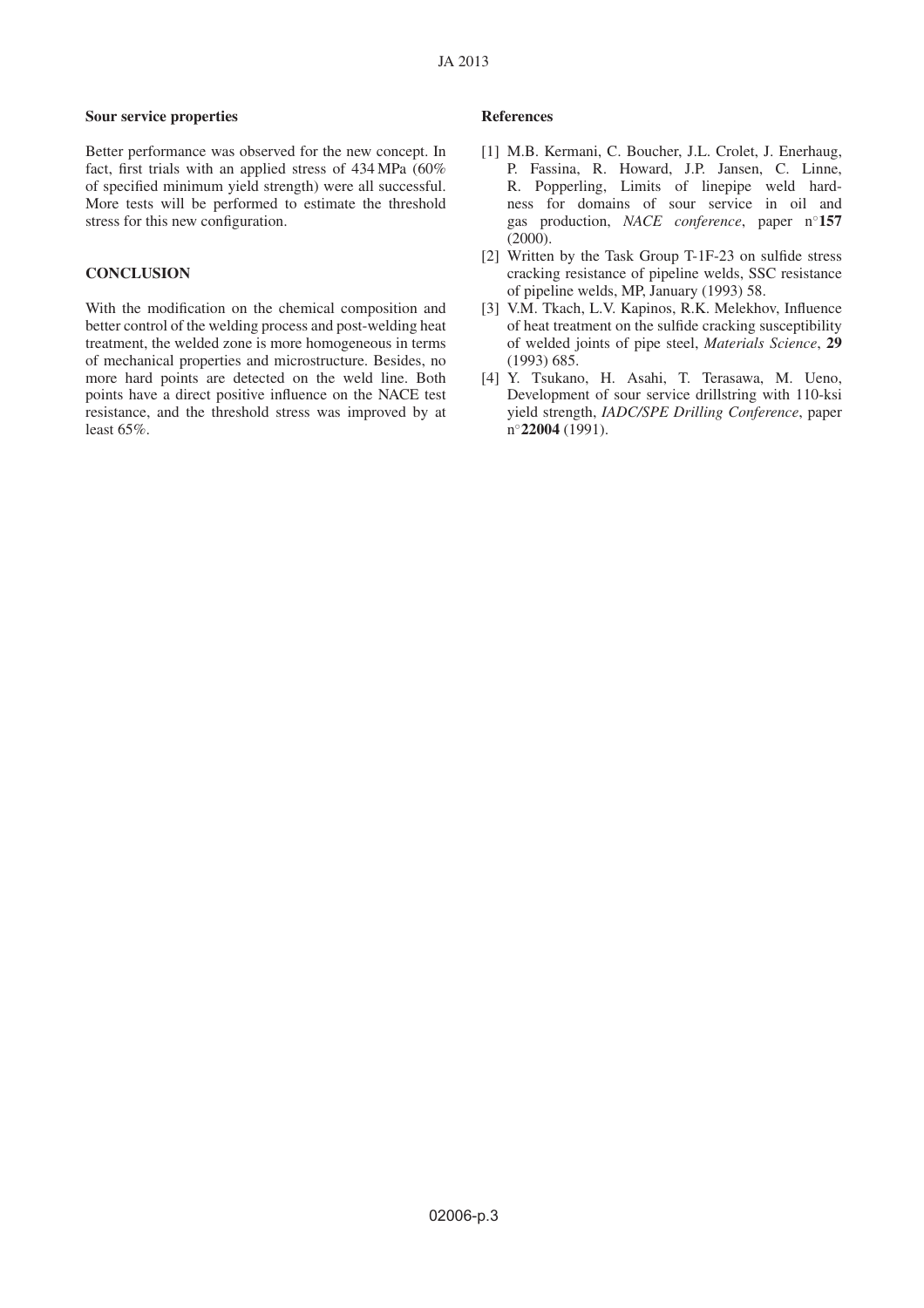### Sour service properties

Better performance was observed for the new concept. In fact, first trials with an applied stress of 434 MPa (60% of specified minimum yield strength) were all successful. More tests will be performed to estimate the threshold stress for this new configuration.

## CONCLUSION

With the modification on the chemical composition and better control of the welding process and post-welding heat treatment, the welded zone is more homogeneous in terms of mechanical properties and microstructure. Besides, no more hard points are detected on the weld line. Both points have a direct positive influence on the NACE test resistance, and the threshold stress was improved by at least 65%.

### References

[1] M.B. Kermani, C. Boucher, J.L. Crolet, J. Enerhaug, P. Fassina, R. Howard, J.P. Jansen, C. Linne, R. Popperling, Limits of linepipe weld hardness for domains of sour service in oil and gas production, *NACE conference*, paper n°**157** (2000).

[2] Written by the Task Group T-1F-23 on sulfide stress cracking resistance of pipeline welds, SSC resistance of pipeline welds, MP, January (1993) 58.

[3] V.M. Tkach, L.V. Kapinos, R.K. Melekhov, Influence of heat treatment on the sulfide cracking susceptibility of welded joints of pipe steel, *Materials Science*, **29** (1993) 685.

[4] Y. Tsukano, H. Asahi, T. Terasawa, M. Ueno, Development of sour service drillstring with 110-ksi yield strength, *IADC/SPE Drilling Conference*, paper n°**22004** (1991).